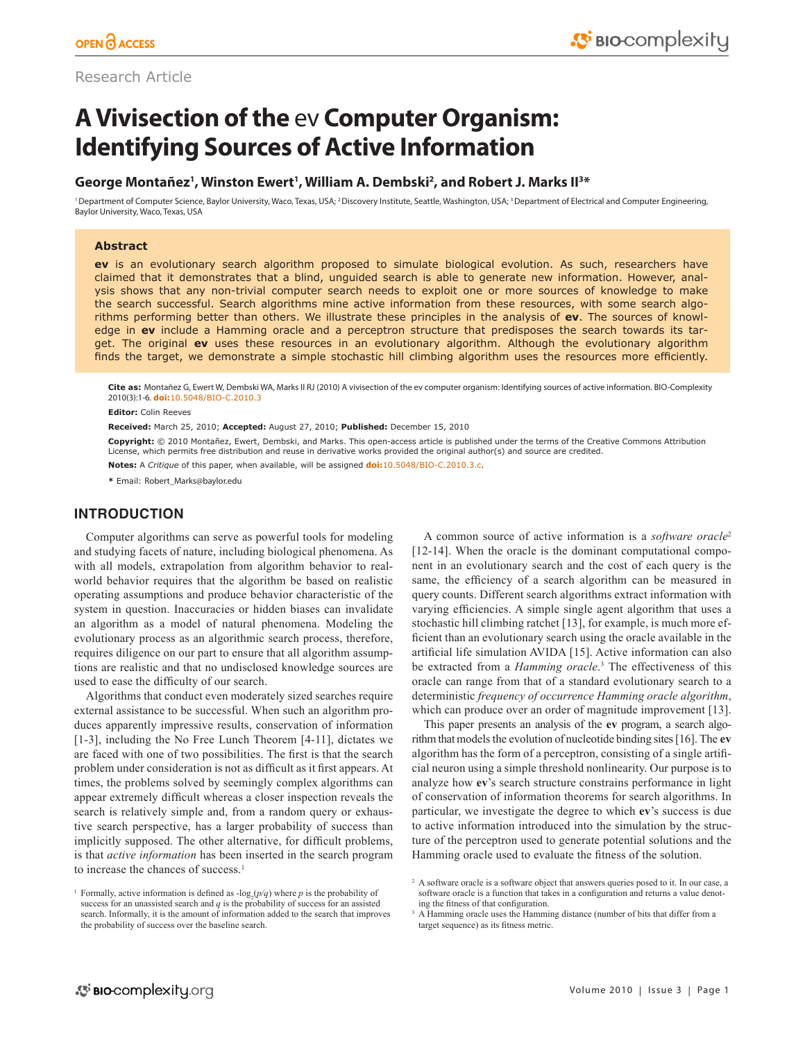Research Article

# A Vivisection of the ev Computer Organism: Identifying Sources of Active Information

**George Montañez[1], Winston Ewert[1], William A. Dembski[2], and Robert J. Marks II[3*]**

[1] Department of Computer Science, Baylor University, Waco, Texas, USA; [2] Discovery Institute, Seattle, Washington, USA; [3] Department of Electrical and Computer Engineering, Baylor University, Waco, Texas, USA

### Abstract

**ev** is an evolutionary search algorithm proposed to simulate biological evolution. As such, researchers have claimed that it demonstrates that a blind, unguided search is able to generate new information. However, analysis shows that any non-trivial computer search needs to exploit one or more sources of knowledge to make the search successful. Search algorithms mine active information from these resources, with some search algorithms performing better than others. We illustrate these principles in the analysis of **ev**. The sources of knowledge in **ev** include a Hamming oracle and a perceptron structure that predisposes the search towards its target. The original **ev** uses these resources in an evolutionary algorithm. Although the evolutionary algorithm finds the target, we demonstrate a simple stochastic hill climbing algorithm uses the resources more efficiently.

**Cite as:** Montañez G, Ewert W, Dembski WA, Marks II RJ (2010) A vivisection of the ev computer organism: Identifying sources of active information. BIO-Complexity 2010(3):1-6. **doi:**10.5048/BIO-C.2010.3

**Editor:** Colin Reeves

**Received:** March 25, 2010; **Accepted:** August 27, 2010; **Published:** December 15, 2010

**Copyright:** © 2010 Montañez, Ewert, Dembski, and Marks. This open-access article is published under the terms of the Creative Commons Attribution License, which permits free distribution and reuse in derivative works provided the original author(s) and source are credited.

**Notes:** A *Critique* of this paper, when available, will be assigned **doi:**10.5048/BIO-C.2010.3.c.

**\*** Email: Robert_Marks@baylor.edu

## INTRODUCTION

Computer algorithms can serve as powerful tools for modeling and studying facets of nature, including biological phenomena. As with all models, extrapolation from algorithm behavior to real-world behavior requires that the algorithm be based on realistic operating assumptions and produce behavior characteristic of the system in question. Inaccuracies or hidden biases can invalidate an algorithm as a model of natural phenomena. Modeling the evolutionary process as an algorithmic search process, therefore, requires diligence on our part to ensure that all algorithm assumptions are realistic and that no undisclosed knowledge sources are used to ease the difficulty of our search.

Algorithms that conduct even moderately sized searches require external assistance to be successful. When such an algorithm produces apparently impressive results, conservation of information [1-3], including the No Free Lunch Theorem [4-11], dictates we are faced with one of two possibilities. The first is that the search problem under consideration is not as difficult as it first appears. At times, the problems solved by seemingly complex algorithms can appear extremely difficult whereas a closer inspection reveals the search is relatively simple and, from a random query or exhaustive search perspective, has a larger probability of success than implicitly supposed. The other alternative, for difficult problems, is that *active information* has been inserted in the search program to increase the chances of success.[1]

A common source of active information is a *software oracle*[2] [12-14]. When the oracle is the dominant computational component in an evolutionary search and the cost of each query is the same, the efficiency of a search algorithm can be measured in query counts. Different search algorithms extract information with varying efficiencies. A simple single agent algorithm that uses a stochastic hill climbing ratchet [13], for example, is much more efficient than an evolutionary search using the oracle available in the artificial life simulation AVIDA [15]. Active information can also be extracted from a *Hamming oracle*.[3] The effectiveness of this oracle can range from that of a standard evolutionary search to a deterministic *frequency of occurrence Hamming oracle algorithm*, which can produce over an order of magnitude improvement [13].

This paper presents an analysis of the **ev** program, a search algorithm that models the evolution of nucleotide binding sites [16]. The **ev** algorithm has the form of a perceptron, consisting of a single artificial neuron using a simple threshold nonlinearity. Our purpose is to analyze how **ev**'s search structure constrains performance in light of conservation of information theorems for search algorithms. In particular, we investigate the degree to which **ev**'s success is due to active information introduced into the simulation by the structure of the perceptron used to generate potential solutions and the Hamming oracle used to evaluate the fitness of the solution.

[1] Formally, active information is defined as $-\log_2(p/q)$ where $p$ is the probability of success for an unassisted search and $q$ is the probability of success for an assisted search. Informally, it is the amount of information added to the search that improves the probability of success over the baseline search.

[2] A software oracle is a software object that answers queries posed to it. In our case, a software oracle is a function that takes in a configuration and returns a value denoting the fitness of that configuration.

[3] A Hamming oracle uses the Hamming distance (number of bits that differ from a target sequence) as its fitness metric.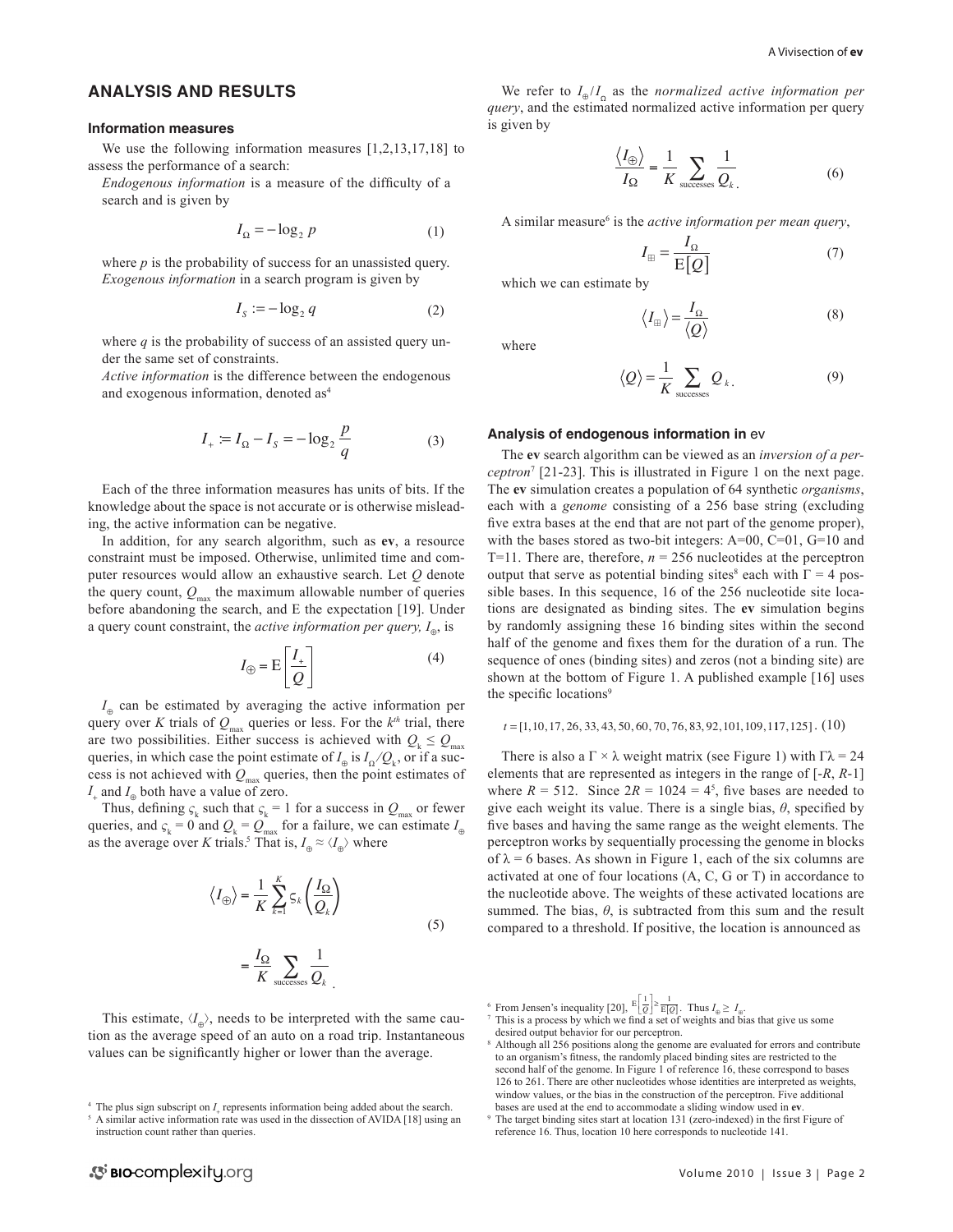## ANALYSIS AND RESULTS

### Information measures

We use the following information measures [1,2,13,17,18] to assess the performance of a search:

*Endogenous information* is a measure of the difficulty of a search and is given by

$$I_\Omega = -\log_2 p \tag{1}$$

where $p$ is the probability of success for an unassisted query.

*Exogenous information* in a search program is given by

$$I_S := -\log_2 q \tag{2}$$

where $q$ is the probability of success of an assisted query under the same set of constraints.

*Active information* is the difference between the endogenous and exogenous information, denoted as[4]

$$I_+ := I_\Omega - I_S = -\log_2 \frac{p}{q} \tag{3}$$

Each of the three information measures has units of bits. If the knowledge about the space is not accurate or is otherwise misleading, the active information can be negative.

In addition, for any search algorithm, such as **ev**, a resource constraint must be imposed. Otherwise, unlimited time and computer resources would allow an exhaustive search. Let $Q$ denote the query count, $Q_{\max}$ the maximum allowable number of queries before abandoning the search, and E the expectation [19]. Under a query count constraint, the *active information per query,* $I_\oplus$, is

$$I_\oplus = \mathrm{E}\left[\frac{I_+}{Q}\right] \tag{4}$$

$I_\oplus$ can be estimated by averaging the active information per query over $K$ trials of $Q_{\max}$ queries or less. For the $k^{th}$ trial, there are two possibilities. Either success is achieved with $Q_k \le Q_{\max}$ queries, in which case the point estimate of $I_\oplus$ is $I_\Omega / Q_k$, or if a success is not achieved with $Q_{\max}$ queries, then the point estimates of $I_+$ and $I_\oplus$ both have a value of zero.

Thus, defining $\varsigma_k$ such that $\varsigma_k = 1$ for a success in $Q_{\max}$ or fewer queries, and $\varsigma_k = 0$ and $Q_k = Q_{\max}$ for a failure, we can estimate $I_\oplus$ as the average over $K$ trials.[5] That is, $I_\oplus \approx \langle I_\oplus \rangle$ where

$$\begin{aligned} \langle I_\oplus \rangle &= \frac{1}{K}\sum_{k=1}^{K} \varsigma_k \left(\frac{I_\Omega}{Q_k}\right) \\ &= \frac{I_\Omega}{K}\sum_{\text{successes}} \frac{1}{Q_k} \end{aligned} \tag{5}$$

This estimate, $\langle I_\oplus \rangle$, needs to be interpreted with the same caution as the average speed of an auto on a road trip. Instantaneous values can be significantly higher or lower than the average.

We refer to $I_\oplus / I_\Omega$ as the *normalized active information per query*, and the estimated normalized active information per query is given by

$$\frac{\langle I_\oplus \rangle}{I_\Omega} = \frac{1}{K}\sum_{\text{successes}} \frac{1}{Q_k}. \tag{6}$$

A similar measure[6] is the *active information per mean query*,

$$I_\boxplus = \frac{I_\Omega}{\mathrm{E}[Q]} \tag{7}$$

which we can estimate by

$$\langle I_\boxplus \rangle = \frac{I_\Omega}{\langle Q \rangle} \tag{8}$$

where

$$\langle Q \rangle = \frac{1}{K}\sum_{\text{successes}} Q_k. \tag{9}$$

### Analysis of endogenous information in ev

The **ev** search algorithm can be viewed as an *inversion of a perceptron*[7] [21-23]. This is illustrated in Figure 1 on the next page. The **ev** simulation creates a population of 64 synthetic *organisms*, each with a *genome* consisting of a 256 base string (excluding five extra bases at the end that are not part of the genome proper), with the bases stored as two-bit integers: A=00, C=01, G=10 and T=11. There are, therefore, $n = 256$ nucleotides at the perceptron output that serve as potential binding sites[8] each with $\Gamma = 4$ possible bases. In this sequence, 16 of the 256 nucleotide site locations are designated as binding sites. The **ev** simulation begins by randomly assigning these 16 binding sites within the second half of the genome and fixes them for the duration of a run. The sequence of ones (binding sites) and zeros (not a binding site) are shown at the bottom of Figure 1. A published example [16] uses the specific locations[9]

$$t = [1, 10, 17, 26, 33, 43, 50, 60, 70, 76, 83, 92, 101, 109, 117, 125]. \tag{10}$$

There is also a $\Gamma \times \lambda$ weight matrix (see Figure 1) with $\Gamma\lambda = 24$ elements that are represented as integers in the range of $[-R, R-1]$ where $R = 512$. Since $2R = 1024 = 4^5$, five bases are needed to give each weight its value. There is a single bias, $\theta$, specified by five bases and having the same range as the weight elements. The perceptron works by sequentially processing the genome in blocks of $\lambda = 6$ bases. As shown in Figure 1, each of the six columns are activated at one of four locations (A, C, G or T) in accordance to the nucleotide above. The weights of these activated locations are summed. The bias, $\theta$, is subtracted from this sum and the result compared to a threshold. If positive, the location is announced as

---

[4] The plus sign subscript on $I_+$ represents information being added about the search.

[5] A similar active information rate was used in the dissection of AVIDA [18] using an instruction count rather than queries.

[6] From Jensen's inequality [20], $\mathrm{E}\left[\frac{1}{Q}\right] \ge \frac{1}{\mathrm{E}[Q]}$. Thus $I_\oplus \ge I_\boxplus$.

[7] This is a process by which we find a set of weights and bias that give us some desired output behavior for our perceptron.

[8] Although all 256 positions along the genome are evaluated for errors and contribute to an organism's fitness, the randomly placed binding sites are restricted to the second half of the genome. In Figure 1 of reference 16, these correspond to bases 126 to 261. There are other nucleotides whose identities are interpreted as weights, window values, or the bias in the construction of the perceptron. Five additional bases are used at the end to accommodate a sliding window used in **ev**.

[9] The target binding sites start at location 131 (zero-indexed) in the first Figure of reference 16. Thus, location 10 here corresponds to nucleotide 141.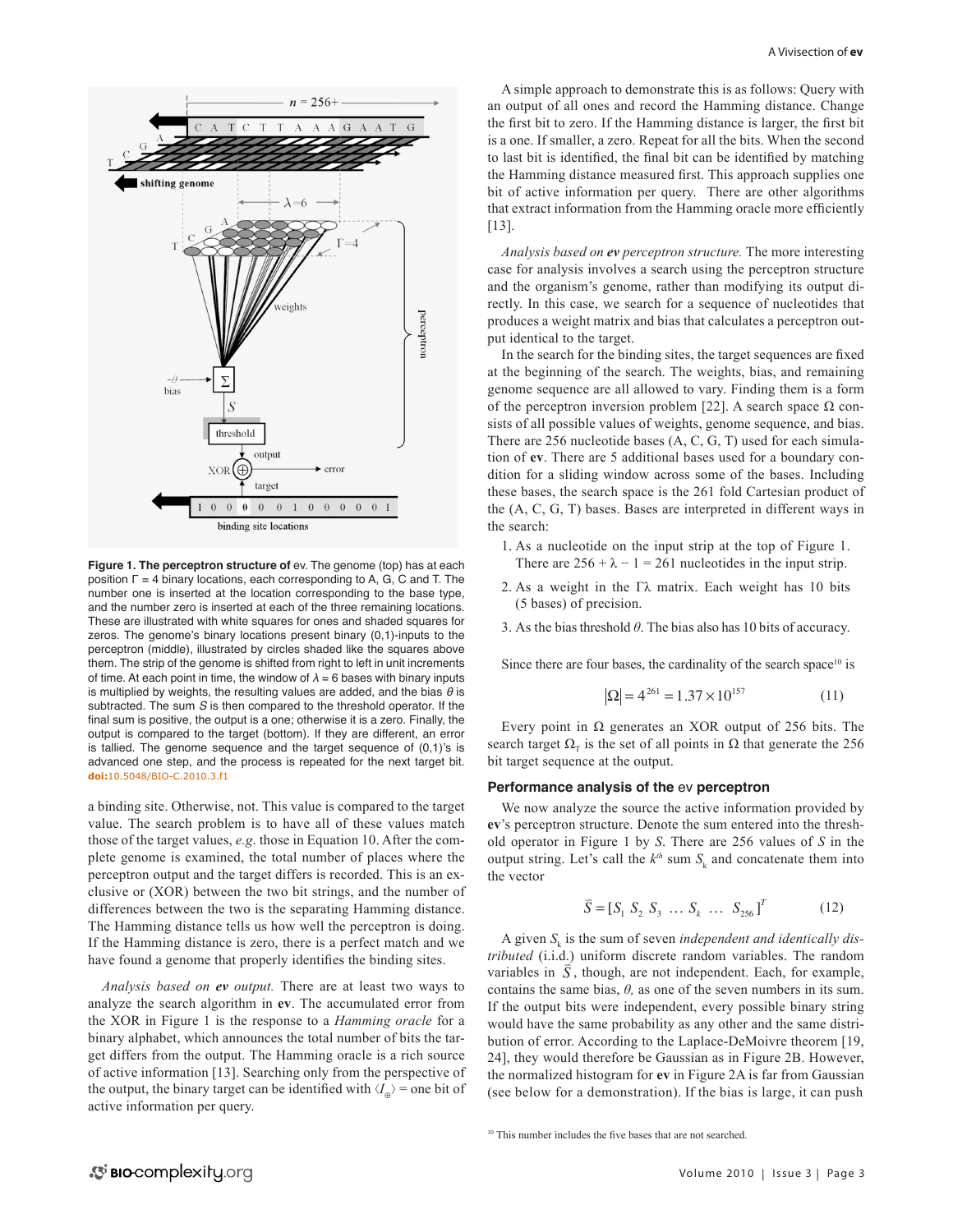**Figure 1. The perceptron structure of** ev. The genome (top) has at each position Γ = 4 binary locations, each corresponding to A, G, C and T. The number one is inserted at the location corresponding to the base type, and the number zero is inserted at each of the three remaining locations. These are illustrated with white squares for ones and shaded squares for zeros. The genome's binary locations present binary (0,1)-inputs to the perceptron (middle), illustrated by circles shaded like the squares above them. The strip of the genome is shifted from right to left in unit increments of time. At each point in time, the window of $\lambda = 6$ bases with binary inputs is multiplied by weights, the resulting values are added, and the bias $\theta$ is subtracted. The sum $S$ is then compared to the threshold operator. If the final sum is positive, the output is a one; otherwise it is a zero. Finally, the output is compared to the target (bottom). If they are different, an error is tallied. The genome sequence and the target sequence of (0,1)'s is advanced one step, and the process is repeated for the next target bit. **doi:**10.5048/BIO-C.2010.3.f1

a binding site. Otherwise, not. This value is compared to the target value. The search problem is to have all of these values match those of the target values, *e.g*. those in Equation 10. After the complete genome is examined, the total number of places where the perceptron output and the target differs is recorded. This is an exclusive or (XOR) between the two bit strings, and the number of differences between the two is the separating Hamming distance. The Hamming distance tells us how well the perceptron is doing. If the Hamming distance is zero, there is a perfect match and we have found a genome that properly identifies the binding sites.

*Analysis based on **ev** output.* There are at least two ways to analyze the search algorithm in **ev**. The accumulated error from the XOR in Figure 1 is the response to a *Hamming oracle* for a binary alphabet, which announces the total number of bits the target differs from the output. The Hamming oracle is a rich source of active information [13]. Searching only from the perspective of the output, the binary target can be identified with $\langle I_{\oplus} \rangle$ = one bit of active information per query.

A simple approach to demonstrate this is as follows: Query with an output of all ones and record the Hamming distance. Change the first bit to zero. If the Hamming distance is larger, the first bit is a one. If smaller, a zero. Repeat for all the bits. When the second to last bit is identified, the final bit can be identified by matching the Hamming distance measured first. This approach supplies one bit of active information per query. There are other algorithms that extract information from the Hamming oracle more efficiently [13].

*Analysis based on **ev** perceptron structure.* The more interesting case for analysis involves a search using the perceptron structure and the organism's genome, rather than modifying its output directly. In this case, we search for a sequence of nucleotides that produces a weight matrix and bias that calculates a perceptron output identical to the target.

In the search for the binding sites, the target sequences are fixed at the beginning of the search. The weights, bias, and remaining genome sequence are all allowed to vary. Finding them is a form of the perceptron inversion problem [22]. A search space $\Omega$ consists of all possible values of weights, genome sequence, and bias. There are 256 nucleotide bases (A, C, G, T) used for each simulation of **ev**. There are 5 additional bases used for a boundary condition for a sliding window across some of the bases. Including these bases, the search space is the 261 fold Cartesian product of the (A, C, G, T) bases. Bases are interpreted in different ways in the search:

1. As a nucleotide on the input strip at the top of Figure 1. There are $256 + \lambda - 1 = 261$ nucleotides in the input strip.
2. As a weight in the $\Gamma\lambda$ matrix. Each weight has 10 bits (5 bases) of precision.
3. As the bias threshold $\theta$. The bias also has 10 bits of accuracy.

Since there are four bases, the cardinality of the search space[10] is

$$|\Omega| = 4^{261} = 1.37 \times 10^{157} \tag{11}$$

Every point in $\Omega$ generates an XOR output of 256 bits. The search target $\Omega_T$ is the set of all points in $\Omega$ that generate the 256 bit target sequence at the output.

### Performance analysis of the ev perceptron

We now analyze the source the active information provided by **ev**'s perceptron structure. Denote the sum entered into the threshold operator in Figure 1 by $S$. There are 256 values of $S$ in the output string. Let's call the $k^{th}$ sum $S_k$ and concatenate them into the vector

$$\vec{S} = [S_1 \; S_2 \; S_3 \; \ldots \; S_k \; \ldots \; S_{256}]^T \tag{12}$$

A given $S_k$ is the sum of seven *independent and identically distributed* (i.i.d.) uniform discrete random variables. The random variables in $\vec{S}$, though, are not independent. Each, for example, contains the same bias, $\theta$, as one of the seven numbers in its sum. If the output bits were independent, every possible binary string would have the same probability as any other and the same distribution of error. According to the Laplace-DeMoivre theorem [19, 24], they would therefore be Gaussian as in Figure 2B. However, the normalized histogram for **ev** in Figure 2A is far from Gaussian (see below for a demonstration). If the bias is large, it can push

[10] This number includes the five bases that are not searched.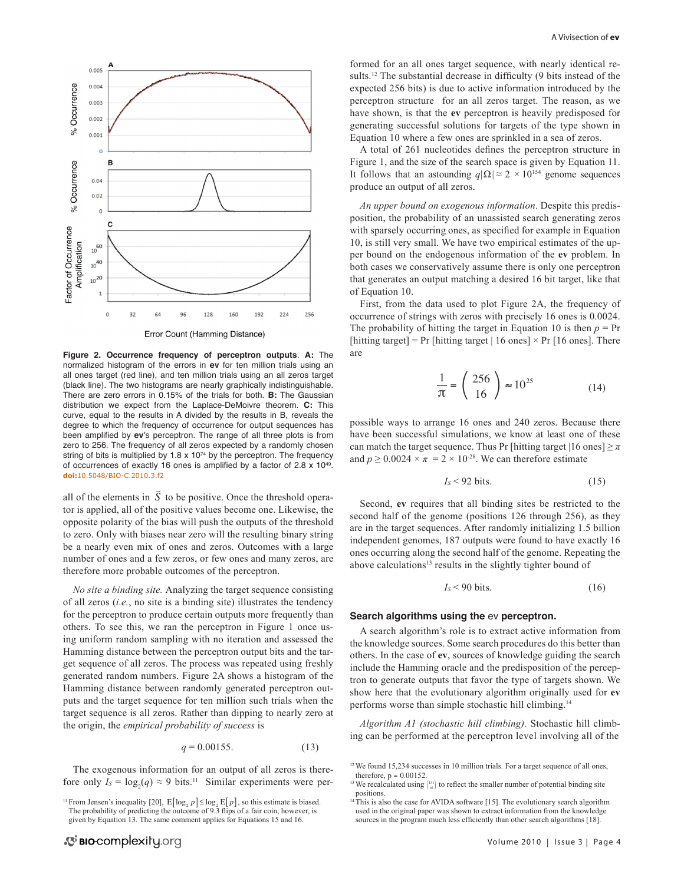**Figure 2. Occurrence frequency of perceptron outputs**. **A:** The normalized histogram of the errors in **ev** for ten million trials using an all ones target (red line), and ten million trials using an all zeros target (black line). The two histograms are nearly graphically indistinguishable. There are zero errors in 0.15% of the trials for both. **B:** The Gaussian distribution we expect from the Laplace-DeMoivre theorem. **C:** This curve, equal to the results in A divided by the results in B, reveals the degree to which the frequency of occurrence for output sequences has been amplified by **ev**'s perceptron. The range of all three plots is from zero to 256. The frequency of all zeros expected by a randomly chosen string of bits is multiplied by 1.8 x $10^{74}$ by the perceptron. The frequency of occurrences of exactly 16 ones is amplified by a factor of 2.8 x $10^{49}$. doi:10.5048/BIO-C.2010.3.f2

all of the elements in $\vec{S}$ to be positive. Once the threshold operator is applied, all of the positive values become one. Likewise, the opposite polarity of the bias will push the outputs of the threshold to zero. Only with biases near zero will the resulting binary string be a nearly even mix of ones and zeros. Outcomes with a large number of ones and a few zeros, or few ones and many zeros, are therefore more probable outcomes of the perceptron.

*No site a binding site.* Analyzing the target sequence consisting of all zeros (*i.e.*, no site is a binding site) illustrates the tendency for the perceptron to produce certain outputs more frequently than others. To see this, we ran the perceptron in Figure 1 once using uniform random sampling with no iteration and assessed the Hamming distance between the perceptron output bits and the target sequence of all zeros. The process was repeated using freshly generated random numbers. Figure 2A shows a histogram of the Hamming distance between randomly generated perceptron outputs and the target sequence for ten million such trials when the target sequence is all zeros. Rather than dipping to nearly zero at the origin, the *empirical probability of success* is

$$q = 0.00155. \tag{13}$$

The exogenous information for an output of all zeros is therefore only $I_S = \log_2(q) \approx 9$ bits.[11] Similar experiments were performed for an all ones target sequence, with nearly identical results.[12] The substantial decrease in difficulty (9 bits instead of the expected 256 bits) is due to active information introduced by the perceptron structure for an all zeros target. The reason, as we have shown, is that the **ev** perceptron is heavily predisposed for generating successful solutions for targets of the type shown in Equation 10 where a few ones are sprinkled in a sea of zeros.

A total of 261 nucleotides defines the perceptron structure in Figure 1, and the size of the search space is given by Equation 11. It follows that an astounding $q|\Omega| \approx 2 \times 10^{154}$ genome sequences produce an output of all zeros.

*An upper bound on exogenous information*. Despite this predisposition, the probability of an unassisted search generating zeros with sparsely occurring ones, as specified for example in Equation 10, is still very small. We have two empirical estimates of the upper bound on the endogenous information of the **ev** problem. In both cases we conservatively assume there is only one perceptron that generates an output matching a desired 16 bit target, like that of Equation 10.

First, from the data used to plot Figure 2A, the frequency of occurrence of strings with zeros with precisely 16 ones is 0.0024. The probability of hitting the target in Equation 10 is then $p$ = Pr [hitting target] = Pr [hitting target | 16 ones] × Pr [16 ones]. There are

$$\frac{1}{\pi} = \binom{256}{16} \approx 10^{25} \tag{14}$$

possible ways to arrange 16 ones and 240 zeros. Because there have been successful simulations, we know at least one of these can match the target sequence. Thus Pr [hitting target |16 ones] $\geq \pi$ and $p \geq 0.0024 \times \pi = 2 \times 10^{-28}$. We can therefore estimate

$$I_S < 92 \text{ bits.} \tag{15}$$

Second, **ev** requires that all binding sites be restricted to the second half of the genome (positions 126 through 256), as they are in the target sequences. After randomly initializing 1.5 billion independent genomes, 187 outputs were found to have exactly 16 ones occurring along the second half of the genome. Repeating the above calculations[13] results in the slightly tighter bound of

$$I_S < 90 \text{ bits.} \tag{16}$$

### Search algorithms using the ev perceptron.

A search algorithm's role is to extract active information from the knowledge sources. Some search procedures do this better than others. In the case of **ev**, sources of knowledge guiding the search include the Hamming oracle and the predisposition of the perceptron to generate outputs that favor the type of targets shown. We show here that the evolutionary algorithm originally used for **ev** performs worse than simple stochastic hill climbing.[14]

*Algorithm A1 (stochastic hill climbing).* Stochastic hill climbing can be performed at the perceptron level involving all of the

[11] From Jensen's inequality [20], $\mathrm{E}[\log_2 p] \leq \log_2 \mathrm{E}[p]$, so this estimate is biased. The probability of predicting the outcome of 9.3 flips of a fair coin, however, is given by Equation 13. The same comment applies for Equations 15 and 16.

[12] We found 15,234 successes in 10 million trials. For a target sequence of all ones, therefore, p = 0.00152.

[13] We recalculated using $\binom{131}{16}$ to reflect the smaller number of potential binding site positions.

[14] This is also the case for AVIDA software [15]. The evolutionary search algorithm used in the original paper was shown to extract information from the knowledge sources in the program much less efficiently than other search algorithms [18].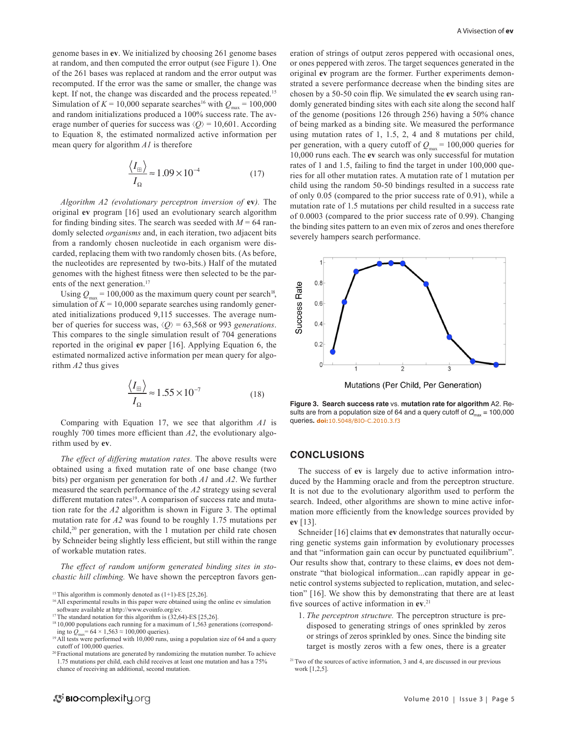genome bases in **ev**. We initialized by choosing 261 genome bases at random, and then computed the error output (see Figure 1). One of the 261 bases was replaced at random and the error output was recomputed. If the error was the same or smaller, the change was kept. If not, the change was discarded and the process repeated.[15] Simulation of $K = 10{,}000$ separate searches[16] with $Q_{max} = 100{,}000$ and random initializations produced a 100% success rate. The average number of queries for success was $\langle Q \rangle = 10{,}601$. According to Equation 8, the estimated normalized active information per mean query for algorithm *A1* is therefore

$$\frac{\langle I_{\boxplus} \rangle}{I_{\Omega}} \approx 1.09 \times 10^{-4} \tag{17}$$

*Algorithm A2 (evolutionary perceptron inversion of* **ev***).* The original **ev** program [16] used an evolutionary search algorithm for finding binding sites. The search was seeded with $M = 64$ randomly selected *organisms* and, in each iteration, two adjacent bits from a randomly chosen nucleotide in each organism were discarded, replacing them with two randomly chosen bits. (As before, the nucleotides are represented by two-bits.) Half of the mutated genomes with the highest fitness were then selected to be the parents of the next generation.[17]

Using $Q_{max} = 100{,}000$ as the maximum query count per search[18], simulation of $K = 10{,}000$ separate searches using randomly generated initializations produced 9,115 successes. The average number of queries for success was, $\langle Q \rangle = 63{,}568$ or 993 *generations*. This compares to the single simulation result of 704 generations reported in the original **ev** paper [16]. Applying Equation 6, the estimated normalized active information per mean query for algorithm *A2* thus gives

$$\frac{\langle I_{\boxplus} \rangle}{I_{\Omega}} \approx 1.55 \times 10^{-7} \tag{18}$$

Comparing with Equation 17, we see that algorithm *A1* is roughly 700 times more efficient than *A2*, the evolutionary algorithm used by **ev**.

*The effect of differing mutation rates.* The above results were obtained using a fixed mutation rate of one base change (two bits) per organism per generation for both *A1* and *A2*. We further measured the search performance of the *A2* strategy using several different mutation rates[19]. A comparison of success rate and mutation rate for the *A2* algorithm is shown in Figure 3. The optimal mutation rate for *A2* was found to be roughly 1.75 mutations per child,[20] per generation, with the 1 mutation per child rate chosen by Schneider being slightly less efficient, but still within the range of workable mutation rates.

*The effect of random uniform generated binding sites in stochastic hill climbing.* We have shown the perceptron favors generation of strings of output zeros peppered with occasional ones, or ones peppered with zeros. The target sequences generated in the original **ev** program are the former. Further experiments demonstrated a severe performance decrease when the binding sites are chosen by a 50-50 coin flip. We simulated the **ev** search using randomly generated binding sites with each site along the second half of the genome (positions 126 through 256) having a 50% chance of being marked as a binding site. We measured the performance using mutation rates of 1, 1.5, 2, 4 and 8 mutations per child, per generation, with a query cutoff of $Q_{max} = 100{,}000$ queries for 10,000 runs each. The **ev** search was only successful for mutation rates of 1 and 1.5, failing to find the target in under 100,000 queries for all other mutation rates. A mutation rate of 1 mutation per child using the random 50-50 bindings resulted in a success rate of only 0.05 (compared to the prior success rate of 0.91), while a mutation rate of 1.5 mutations per child resulted in a success rate of 0.0003 (compared to the prior success rate of 0.99). Changing the binding sites pattern to an even mix of zeros and ones therefore severely hampers search performance.

**Figure 3. Search success rate** vs. **mutation rate for algorithm** A2. Results are from a population size of 64 and a query cutoff of $Q_{max} = 100{,}000$ queries. **doi:**10.5048/BIO-C.2010.3.f3

## CONCLUSIONS

The success of **ev** is largely due to active information introduced by the Hamming oracle and from the perceptron structure. It is not due to the evolutionary algorithm used to perform the search. Indeed, other algorithms are shown to mine active information more efficiently from the knowledge sources provided by **ev** [13].

Schneider [16] claims that **ev** demonstrates that naturally occurring genetic systems gain information by evolutionary processes and that "information gain can occur by punctuated equilibrium". Our results show that, contrary to these claims, **ev** does not demonstrate "that biological information...can rapidly appear in genetic control systems subjected to replication, mutation, and selection" [16]. We show this by demonstrating that there are at least five sources of active information in **ev**.[21]

1. *The perceptron structure.* The perceptron structure is predisposed to generating strings of ones sprinkled by zeros or strings of zeros sprinkled by ones. Since the binding site target is mostly zeros with a few ones, there is a greater

[15] This algorithm is commonly denoted as (1+1)-ES [25,26].

[16] All experimental results in this paper were obtained using the online ev simulation software available at http://www.evoinfo.org/ev.

[17] The standard notation for this algorithm is (32,64)-ES [25,26].

[18] 10,000 populations each running for a maximum of 1,563 generations (corresponding to $Q_{max} = 64 \times 1{,}563 \approx 100{,}000$ queries).

[19] All tests were performed with 10,000 runs, using a population size of 64 and a query cutoff of 100,000 queries.

[20] Fractional mutations are generated by randomizing the mutation number. To achieve 1.75 mutations per child, each child receives at least one mutation and has a 75% chance of receiving an additional, second mutation.

[21] Two of the sources of active information, 3 and 4, are discussed in our previous work [1,2,5].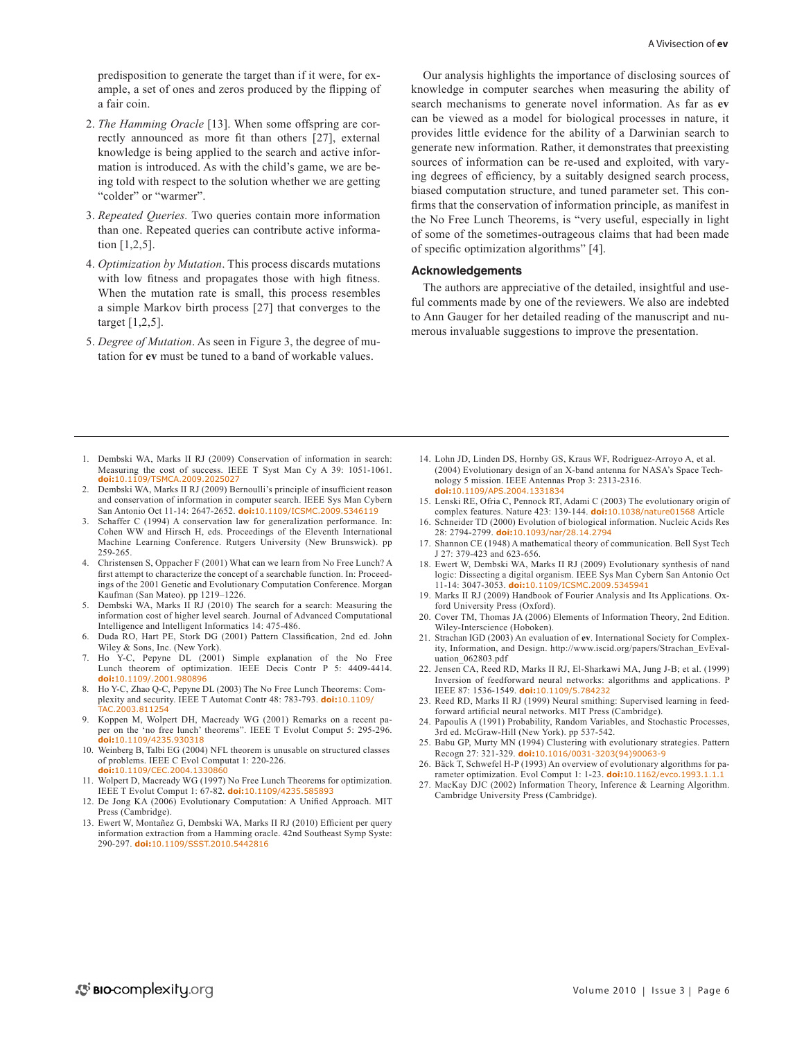predisposition to generate the target than if it were, for example, a set of ones and zeros produced by the flipping of a fair coin.

2. *The Hamming Oracle* [13]. When some offspring are correctly announced as more fit than others [27], external knowledge is being applied to the search and active information is introduced. As with the child's game, we are being told with respect to the solution whether we are getting "colder" or "warmer".
3. *Repeated Queries.* Two queries contain more information than one. Repeated queries can contribute active information [1,2,5].
4. *Optimization by Mutation*. This process discards mutations with low fitness and propagates those with high fitness. When the mutation rate is small, this process resembles a simple Markov birth process [27] that converges to the target [1,2,5].
5. *Degree of Mutation*. As seen in Figure 3, the degree of mutation for **ev** must be tuned to a band of workable values.

Our analysis highlights the importance of disclosing sources of knowledge in computer searches when measuring the ability of search mechanisms to generate novel information. As far as **ev** can be viewed as a model for biological processes in nature, it provides little evidence for the ability of a Darwinian search to generate new information. Rather, it demonstrates that preexisting sources of information can be re-used and exploited, with varying degrees of efficiency, by a suitably designed search process, biased computation structure, and tuned parameter set. This confirms that the conservation of information principle, as manifest in the No Free Lunch Theorems, is "very useful, especially in light of some of the sometimes-outrageous claims that had been made of specific optimization algorithms" [4].

### Acknowledgements

The authors are appreciative of the detailed, insightful and useful comments made by one of the reviewers. We also are indebted to Ann Gauger for her detailed reading of the manuscript and numerous invaluable suggestions to improve the presentation.

---

1. Dembski WA, Marks II RJ (2009) Conservation of information in search: Measuring the cost of success. IEEE T Syst Man Cy A 39: 1051-1061. doi:10.1109/TSMCA.2009.2025027
2. Dembski WA, Marks II RJ (2009) Bernoulli's principle of insufficient reason and conservation of information in computer search. IEEE Sys Man Cybern San Antonio Oct 11-14: 2647-2652. doi:10.1109/ICSMC.2009.5346119
3. Schaffer C (1994) A conservation law for generalization performance. In: Cohen WW and Hirsch H, eds. Proceedings of the Eleventh International Machine Learning Conference. Rutgers University (New Brunswick). pp 259-265.
4. Christensen S, Oppacher F (2001) What can we learn from No Free Lunch? A first attempt to characterize the concept of a searchable function. In: Proceedings of the 2001 Genetic and Evolutionary Computation Conference. Morgan Kaufman (San Mateo). pp 1219–1226.
5. Dembski WA, Marks II RJ (2010) The search for a search: Measuring the information cost of higher level search. Journal of Advanced Computational Intelligence and Intelligent Informatics 14: 475-486.
6. Duda RO, Hart PE, Stork DG (2001) Pattern Classification, 2nd ed. John Wiley & Sons, Inc. (New York).
7. Ho Y-C, Pepyne DL (2001) Simple explanation of the No Free Lunch theorem of optimization. IEEE Decis Contr P 5: 4409-4414. doi:10.1109/.2001.980896
8. Ho Y-C, Zhao Q-C, Pepyne DL (2003) The No Free Lunch Theorems: Complexity and security. IEEE T Automat Contr 48: 783-793. doi:10.1109/TAC.2003.811254
9. Koppen M, Wolpert DH, Macready WG (2001) Remarks on a recent paper on the 'no free lunch' theorems". IEEE T Evolut Comput 5: 295-296. doi:10.1109/4235.930318
10. Weinberg B, Talbi EG (2004) NFL theorem is unusable on structured classes of problems. IEEE C Evol Computat 1: 220-226. doi:10.1109/CEC.2004.1330860
11. Wolpert D, Macready WG (1997) No Free Lunch Theorems for optimization. IEEE T Evolut Comput 1: 67-82. doi:10.1109/4235.585893
12. De Jong KA (2006) Evolutionary Computation: A Unified Approach. MIT Press (Cambridge).
13. Ewert W, Montañez G, Dembski WA, Marks II RJ (2010) Efficient per query information extraction from a Hamming oracle. 42nd Southeast Symp Syste: 290-297. doi:10.1109/SSST.2010.5442816
14. Lohn JD, Linden DS, Hornby GS, Kraus WF, Rodriguez-Arroyo A, et al. (2004) Evolutionary design of an X-band antenna for NASA's Space Technology 5 mission. IEEE Antennas Prop 3: 2313-2316. doi:10.1109/APS.2004.1331834
15. Lenski RE, Ofria C, Pennock RT, Adami C (2003) The evolutionary origin of complex features. Nature 423: 139-144. doi:10.1038/nature01568 Article
16. Schneider TD (2000) Evolution of biological information. Nucleic Acids Res 28: 2794-2799. doi:10.1093/nar/28.14.2794
17. Shannon CE (1948) A mathematical theory of communication. Bell Syst Tech J 27: 379-423 and 623-656.
18. Ewert W, Dembski WA, Marks II RJ (2009) Evolutionary synthesis of nand logic: Dissecting a digital organism. IEEE Sys Man Cybern San Antonio Oct 11-14: 3047-3053. doi:10.1109/ICSMC.2009.5345941
19. Marks II RJ (2009) Handbook of Fourier Analysis and Its Applications. Oxford University Press (Oxford).
20. Cover TM, Thomas JA (2006) Elements of Information Theory, 2nd Edition. Wiley-Interscience (Hoboken).
21. Strachan IGD (2003) An evaluation of **ev**. International Society for Complexity, Information, and Design. http://www.iscid.org/papers/Strachan_EvEvaluation_062803.pdf
22. Jensen CA, Reed RD, Marks II RJ, El-Sharkawi MA, Jung J-B; et al. (1999) Inversion of feedforward neural networks: algorithms and applications. P IEEE 87: 1536-1549. doi:10.1109/5.784232
23. Reed RD, Marks II RJ (1999) Neural smithing: Supervised learning in feedforward artificial neural networks. MIT Press (Cambridge).
24. Papoulis A (1991) Probability, Random Variables, and Stochastic Processes, 3rd ed. McGraw-Hill (New York). pp 537-542.
25. Babu GP, Murty MN (1994) Clustering with evolutionary strategies. Pattern Recogn 27: 321-329. doi:10.1016/0031-3203(94)90063-9
26. Bäck T, Schwefel H-P (1993) An overview of evolutionary algorithms for parameter optimization. Evol Comput 1: 1-23. doi:10.1162/evco.1993.1.1.1
27. MacKay DJC (2002) Information Theory, Inference & Learning Algorithm. Cambridge University Press (Cambridge).